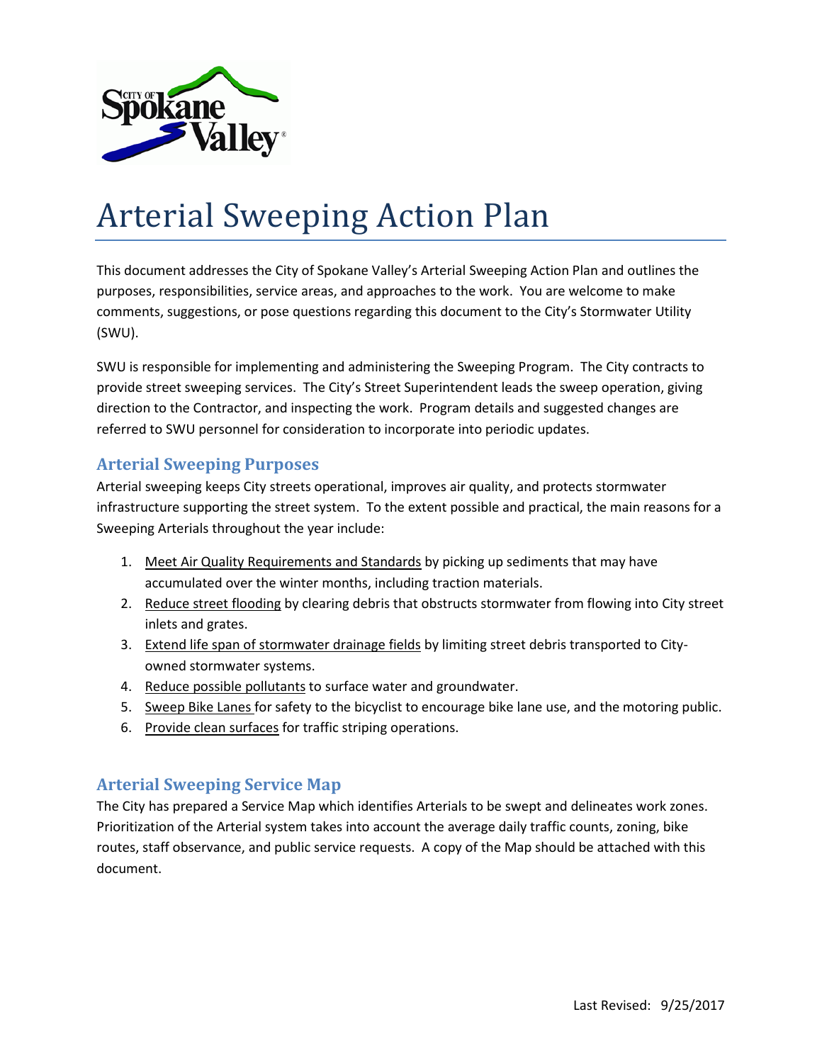# Arterial Sweeping Action Plan

This document addresses the City of Spokane Valley's Arterial Sweeping Action Plan and outlines the purposes, responsibilities, service areas, and approaches to the work. You are welcome to make comments, suggestions, or pose questions regarding this document to the City's Stormwater Utility (SWU).

SWU is responsible for implementing and administering the Sweeping Program. The City contracts to provide street sweeping services. The City's Street Superintendent leads the sweep operation, giving direction to the Contractor, and inspecting the work. Program details and suggested changes are referred to SWU personnel for consideration to incorporate into periodic updates.

## Arterial Sweeping Purposes

Arterial sweeping keeps City streets operational, improves air quality, and protects stormwater infrastructure supporting the street system. To the extent possible and practical, the main reasons for a Sweeping Arterials throughout the year include:

1. Meet Air Quality Requirements and Standards by picking up sediments that may have accumulated over the winter months, including traction materials.
2. Reduce street flooding by clearing debris that obstructs stormwater from flowing into City street inlets and grates.
3. Extend life span of stormwater drainage fields by limiting street debris transported to City-owned stormwater systems.
4. Reduce possible pollutants to surface water and groundwater.
5. Sweep Bike Lanes for safety to the bicyclist to encourage bike lane use, and the motoring public.
6. Provide clean surfaces for traffic striping operations.

## Arterial Sweeping Service Map

The City has prepared a Service Map which identifies Arterials to be swept and delineates work zones. Prioritization of the Arterial system takes into account the average daily traffic counts, zoning, bike routes, staff observance, and public service requests. A copy of the Map should be attached with this document.

Last Revised: 9/25/2017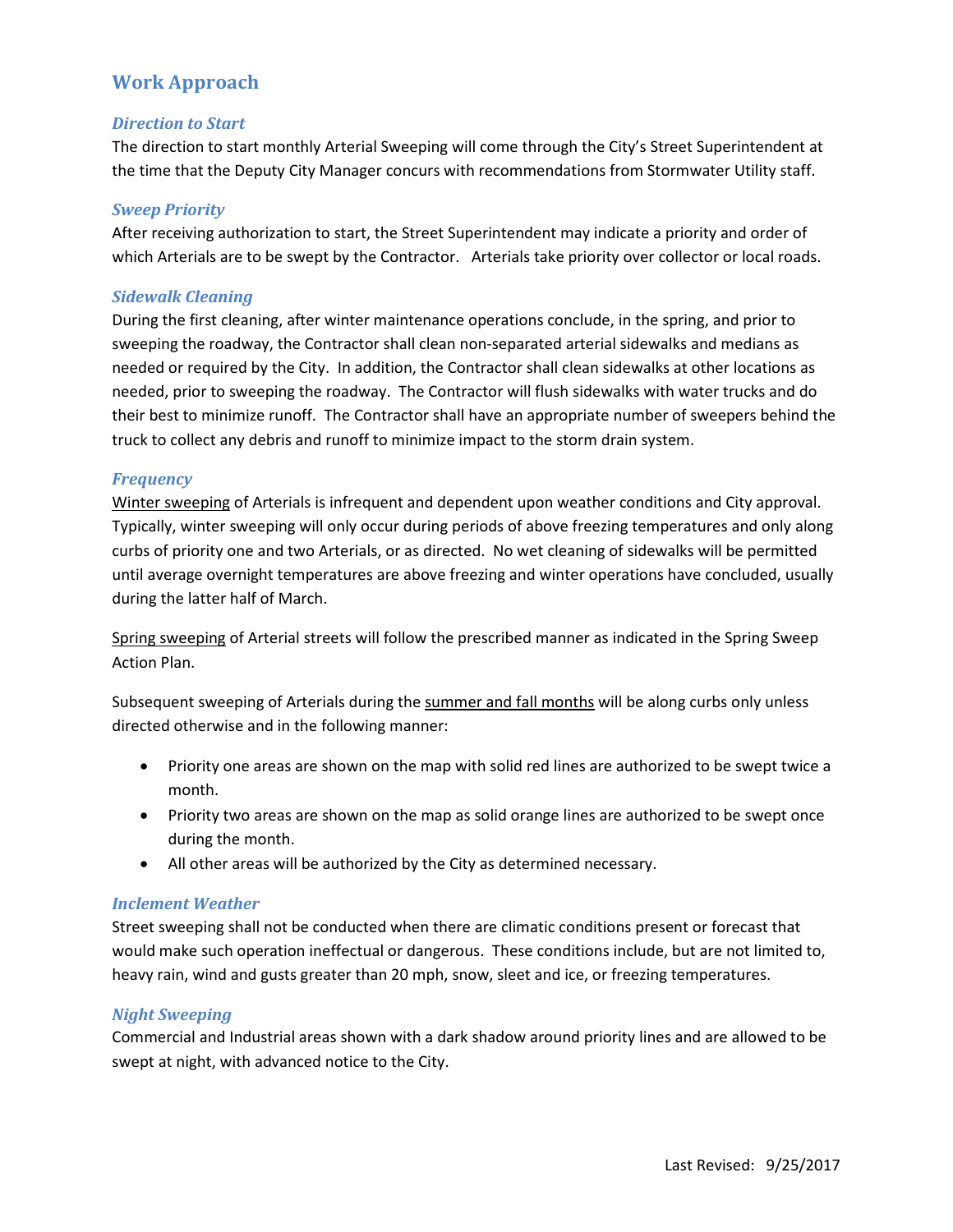## Work Approach

### *Direction to Start*

The direction to start monthly Arterial Sweeping will come through the City's Street Superintendent at the time that the Deputy City Manager concurs with recommendations from Stormwater Utility staff.

### *Sweep Priority*

After receiving authorization to start, the Street Superintendent may indicate a priority and order of which Arterials are to be swept by the Contractor. Arterials take priority over collector or local roads.

### *Sidewalk Cleaning*

During the first cleaning, after winter maintenance operations conclude, in the spring, and prior to sweeping the roadway, the Contractor shall clean non-separated arterial sidewalks and medians as needed or required by the City. In addition, the Contractor shall clean sidewalks at other locations as needed, prior to sweeping the roadway. The Contractor will flush sidewalks with water trucks and do their best to minimize runoff. The Contractor shall have an appropriate number of sweepers behind the truck to collect any debris and runoff to minimize impact to the storm drain system.

### *Frequency*

<u>Winter sweeping</u> of Arterials is infrequent and dependent upon weather conditions and City approval. Typically, winter sweeping will only occur during periods of above freezing temperatures and only along curbs of priority one and two Arterials, or as directed. No wet cleaning of sidewalks will be permitted until average overnight temperatures are above freezing and winter operations have concluded, usually during the latter half of March.

<u>Spring sweeping</u> of Arterial streets will follow the prescribed manner as indicated in the Spring Sweep Action Plan.

Subsequent sweeping of Arterials during the <u>summer and fall months</u> will be along curbs only unless directed otherwise and in the following manner:

- Priority one areas are shown on the map with solid red lines are authorized to be swept twice a month.
- Priority two areas are shown on the map as solid orange lines are authorized to be swept once during the month.
- All other areas will be authorized by the City as determined necessary.

### *Inclement Weather*

Street sweeping shall not be conducted when there are climatic conditions present or forecast that would make such operation ineffectual or dangerous. These conditions include, but are not limited to, heavy rain, wind and gusts greater than 20 mph, snow, sleet and ice, or freezing temperatures.

### *Night Sweeping*

Commercial and Industrial areas shown with a dark shadow around priority lines and are allowed to be swept at night, with advanced notice to the City.

Last Revised: 9/25/2017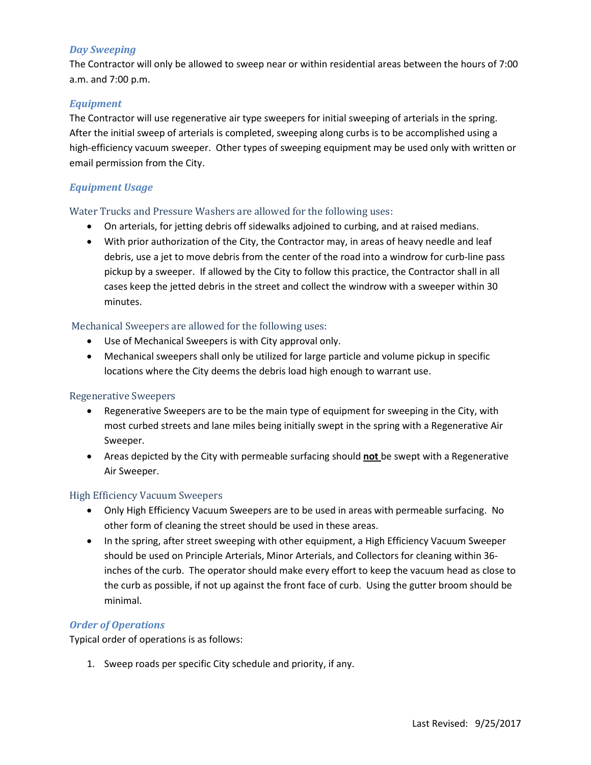### *Day Sweeping*

The Contractor will only be allowed to sweep near or within residential areas between the hours of 7:00 a.m. and 7:00 p.m.

### *Equipment*

The Contractor will use regenerative air type sweepers for initial sweeping of arterials in the spring. After the initial sweep of arterials is completed, sweeping along curbs is to be accomplished using a high-efficiency vacuum sweeper. Other types of sweeping equipment may be used only with written or email permission from the City.

### *Equipment Usage*

#### Water Trucks and Pressure Washers are allowed for the following uses:

- On arterials, for jetting debris off sidewalks adjoined to curbing, and at raised medians.
- With prior authorization of the City, the Contractor may, in areas of heavy needle and leaf debris, use a jet to move debris from the center of the road into a windrow for curb-line pass pickup by a sweeper. If allowed by the City to follow this practice, the Contractor shall in all cases keep the jetted debris in the street and collect the windrow with a sweeper within 30 minutes.

#### Mechanical Sweepers are allowed for the following uses:

- Use of Mechanical Sweepers is with City approval only.
- Mechanical sweepers shall only be utilized for large particle and volume pickup in specific locations where the City deems the debris load high enough to warrant use.

#### Regenerative Sweepers

- Regenerative Sweepers are to be the main type of equipment for sweeping in the City, with most curbed streets and lane miles being initially swept in the spring with a Regenerative Air Sweeper.
- Areas depicted by the City with permeable surfacing should **not** be swept with a Regenerative Air Sweeper.

#### High Efficiency Vacuum Sweepers

- Only High Efficiency Vacuum Sweepers are to be used in areas with permeable surfacing. No other form of cleaning the street should be used in these areas.
- In the spring, after street sweeping with other equipment, a High Efficiency Vacuum Sweeper should be used on Principle Arterials, Minor Arterials, and Collectors for cleaning within 36-inches of the curb. The operator should make every effort to keep the vacuum head as close to the curb as possible, if not up against the front face of curb. Using the gutter broom should be minimal.

### *Order of Operations*

Typical order of operations is as follows:

1. Sweep roads per specific City schedule and priority, if any.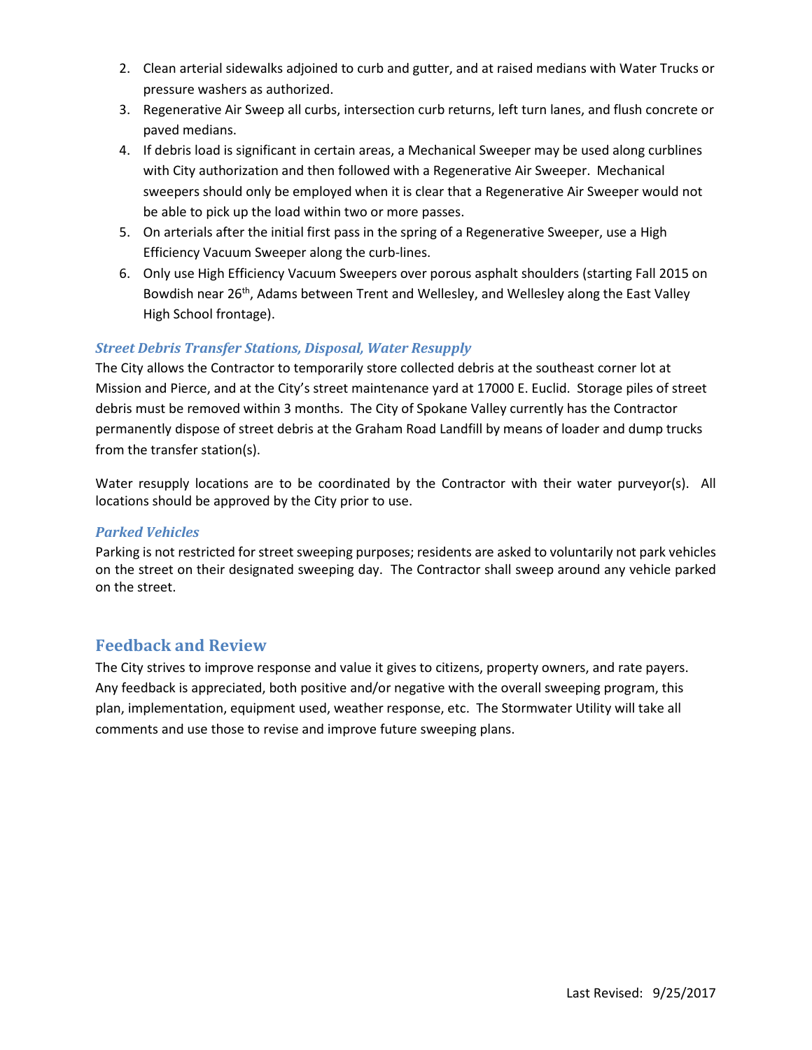2. Clean arterial sidewalks adjoined to curb and gutter, and at raised medians with Water Trucks or pressure washers as authorized.
3. Regenerative Air Sweep all curbs, intersection curb returns, left turn lanes, and flush concrete or paved medians.
4. If debris load is significant in certain areas, a Mechanical Sweeper may be used along curblines with City authorization and then followed with a Regenerative Air Sweeper. Mechanical sweepers should only be employed when it is clear that a Regenerative Air Sweeper would not be able to pick up the load within two or more passes.
5. On arterials after the initial first pass in the spring of a Regenerative Sweeper, use a High Efficiency Vacuum Sweeper along the curb-lines.
6. Only use High Efficiency Vacuum Sweepers over porous asphalt shoulders (starting Fall 2015 on Bowdish near 26th, Adams between Trent and Wellesley, and Wellesley along the East Valley High School frontage).

### *Street Debris Transfer Stations, Disposal, Water Resupply*

The City allows the Contractor to temporarily store collected debris at the southeast corner lot at Mission and Pierce, and at the City's street maintenance yard at 17000 E. Euclid. Storage piles of street debris must be removed within 3 months. The City of Spokane Valley currently has the Contractor permanently dispose of street debris at the Graham Road Landfill by means of loader and dump trucks from the transfer station(s).

Water resupply locations are to be coordinated by the Contractor with their water purveyor(s). All locations should be approved by the City prior to use.

### *Parked Vehicles*

Parking is not restricted for street sweeping purposes; residents are asked to voluntarily not park vehicles on the street on their designated sweeping day. The Contractor shall sweep around any vehicle parked on the street.

## Feedback and Review

The City strives to improve response and value it gives to citizens, property owners, and rate payers. Any feedback is appreciated, both positive and/or negative with the overall sweeping program, this plan, implementation, equipment used, weather response, etc. The Stormwater Utility will take all comments and use those to revise and improve future sweeping plans.

Last Revised: 9/25/2017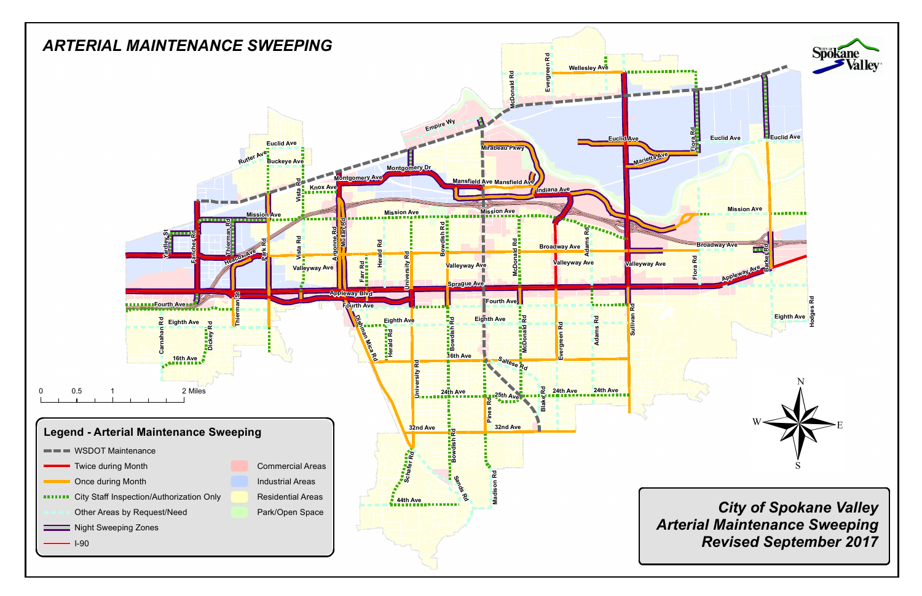# ARTERIAL MAINTENANCE SWEEPING

## Legend - Arterial Maintenance Sweeping

- WSDOT Maintenance
- Twice during Month
- Once during Month
- City Staff Inspection/Authorization Only
- Other Areas by Request/Need
- Night Sweeping Zones
- I-90
- Commercial Areas
- Industrial Areas
- Residential Areas
- Park/Open Space

0 0.5 1 2 Miles

N E S W

***City of Spokane Valley***
***Arterial Maintenance Sweeping***
***Revised September 2017***